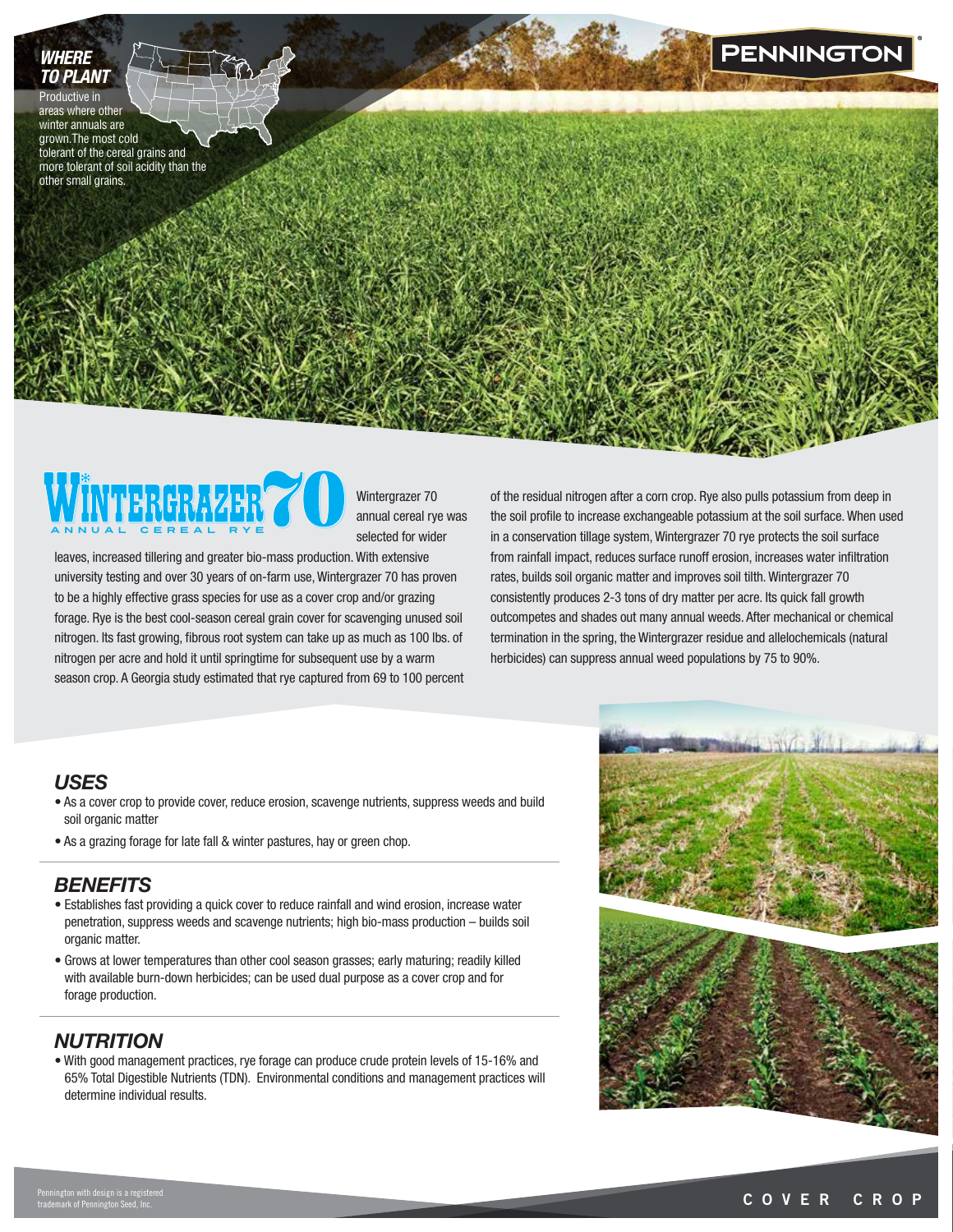## WHERE TO PLANT

Productive in areas where other winter annuals are grown.The most cold tolerant of the cereal grains and more tolerant of soil acidity than the other small grains.

PENNINGTON®

# WINTERGRAZER 70

ANNUAL CEREAL RYE

Wintergrazer 70 annual cereal rye was selected for wider leaves, increased tillering and greater bio-mass production. With extensive university testing and over 30 years of on-farm use, Wintergrazer 70 has proven to be a highly effective grass species for use as a cover crop and/or grazing forage. Rye is the best cool-season cereal grain cover for scavenging unused soil nitrogen. Its fast growing, fibrous root system can take up as much as 100 lbs. of nitrogen per acre and hold it until springtime for subsequent use by a warm season crop. A Georgia study estimated that rye captured from 69 to 100 percent of the residual nitrogen after a corn crop. Rye also pulls potassium from deep in the soil profile to increase exchangeable potassium at the soil surface. When used in a conservation tillage system, Wintergrazer 70 rye protects the soil surface from rainfall impact, reduces surface runoff erosion, increases water infiltration rates, builds soil organic matter and improves soil tilth. Wintergrazer 70 consistently produces 2-3 tons of dry matter per acre. Its quick fall growth outcompetes and shades out many annual weeds. After mechanical or chemical termination in the spring, the Wintergrazer residue and allelochemicals (natural herbicides) can suppress annual weed populations by 75 to 90%.

## USES

- As a cover crop to provide cover, reduce erosion, scavenge nutrients, suppress weeds and build soil organic matter
- As a grazing forage for late fall & winter pastures, hay or green chop.

## BENEFITS

- Establishes fast providing a quick cover to reduce rainfall and wind erosion, increase water penetration, suppress weeds and scavenge nutrients; high bio-mass production – builds soil organic matter.
- Grows at lower temperatures than other cool season grasses; early maturing; readily killed with available burn-down herbicides; can be used dual purpose as a cover crop and for forage production.

## NUTRITION

- With good management practices, rye forage can produce crude protein levels of 15-16% and 65% Total Digestible Nutrients (TDN). Environmental conditions and management practices will determine individual results.

Pennington with design is a registered trademark of Pennington Seed, Inc.

COVER CROP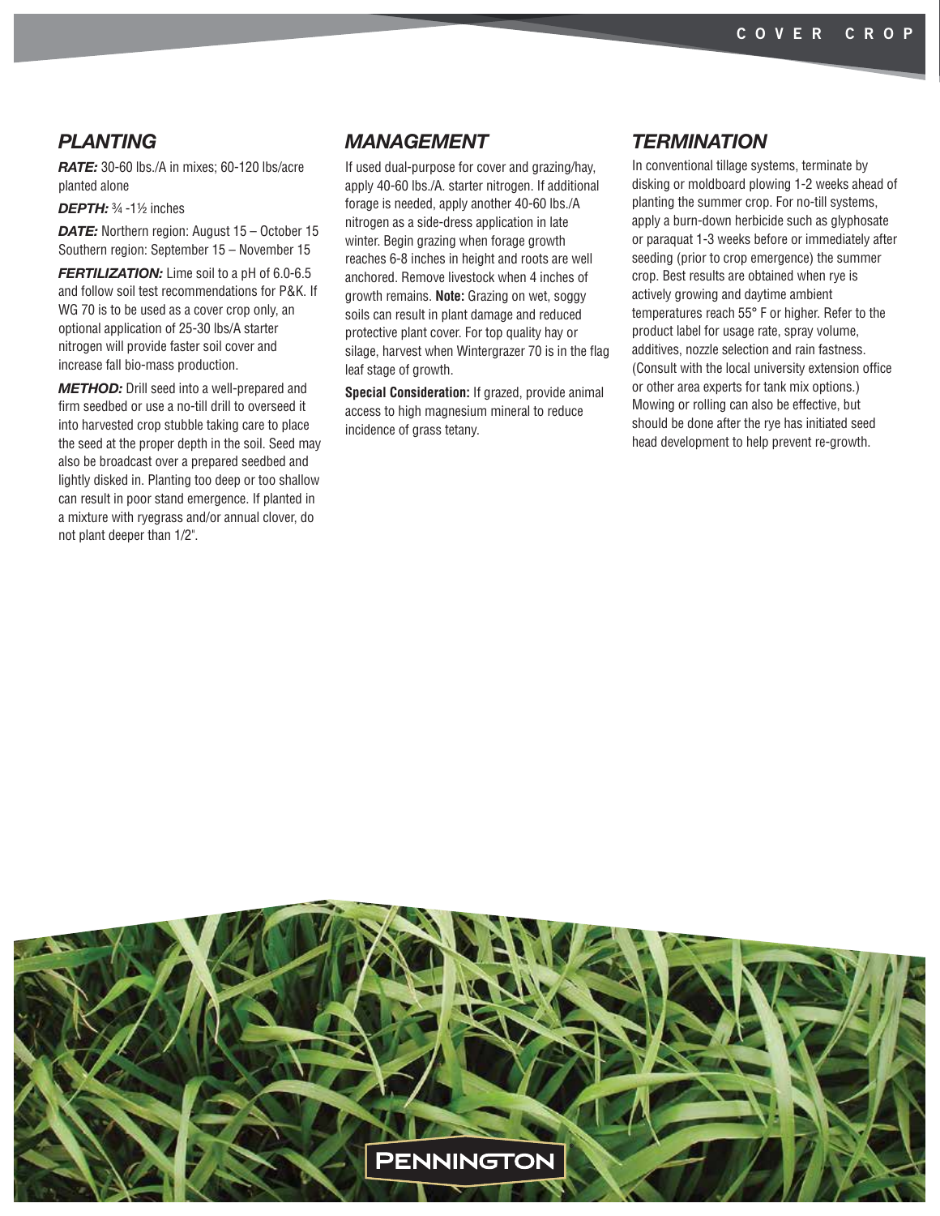## PLANTING

***RATE:*** 30-60 lbs./A in mixes; 60-120 lbs/acre planted alone

***DEPTH:*** ¾ -1½ inches

***DATE:*** Northern region: August 15 – October 15 Southern region: September 15 – November 15

***FERTILIZATION:*** Lime soil to a pH of 6.0-6.5 and follow soil test recommendations for P&K. If WG 70 is to be used as a cover crop only, an optional application of 25-30 lbs/A starter nitrogen will provide faster soil cover and increase fall bio-mass production.

***METHOD:*** Drill seed into a well-prepared and firm seedbed or use a no-till drill to overseed it into harvested crop stubble taking care to place the seed at the proper depth in the soil. Seed may also be broadcast over a prepared seedbed and lightly disked in. Planting too deep or too shallow can result in poor stand emergence. If planted in a mixture with ryegrass and/or annual clover, do not plant deeper than 1/2".

## MANAGEMENT

If used dual-purpose for cover and grazing/hay, apply 40-60 lbs./A. starter nitrogen. If additional forage is needed, apply another 40-60 lbs./A nitrogen as a side-dress application in late winter. Begin grazing when forage growth reaches 6-8 inches in height and roots are well anchored. Remove livestock when 4 inches of growth remains. **Note:** Grazing on wet, soggy soils can result in plant damage and reduced protective plant cover. For top quality hay or silage, harvest when Wintergrazer 70 is in the flag leaf stage of growth.

**Special Consideration:** If grazed, provide animal access to high magnesium mineral to reduce incidence of grass tetany.

## TERMINATION

In conventional tillage systems, terminate by disking or moldboard plowing 1-2 weeks ahead of planting the summer crop. For no-till systems, apply a burn-down herbicide such as glyphosate or paraquat 1-3 weeks before or immediately after seeding (prior to crop emergence) the summer crop. Best results are obtained when rye is actively growing and daytime ambient temperatures reach 55° F or higher. Refer to the product label for usage rate, spray volume, additives, nozzle selection and rain fastness. (Consult with the local university extension office or other area experts for tank mix options.) Mowing or rolling can also be effective, but should be done after the rye has initiated seed head development to help prevent re-growth.

PENNINGTON